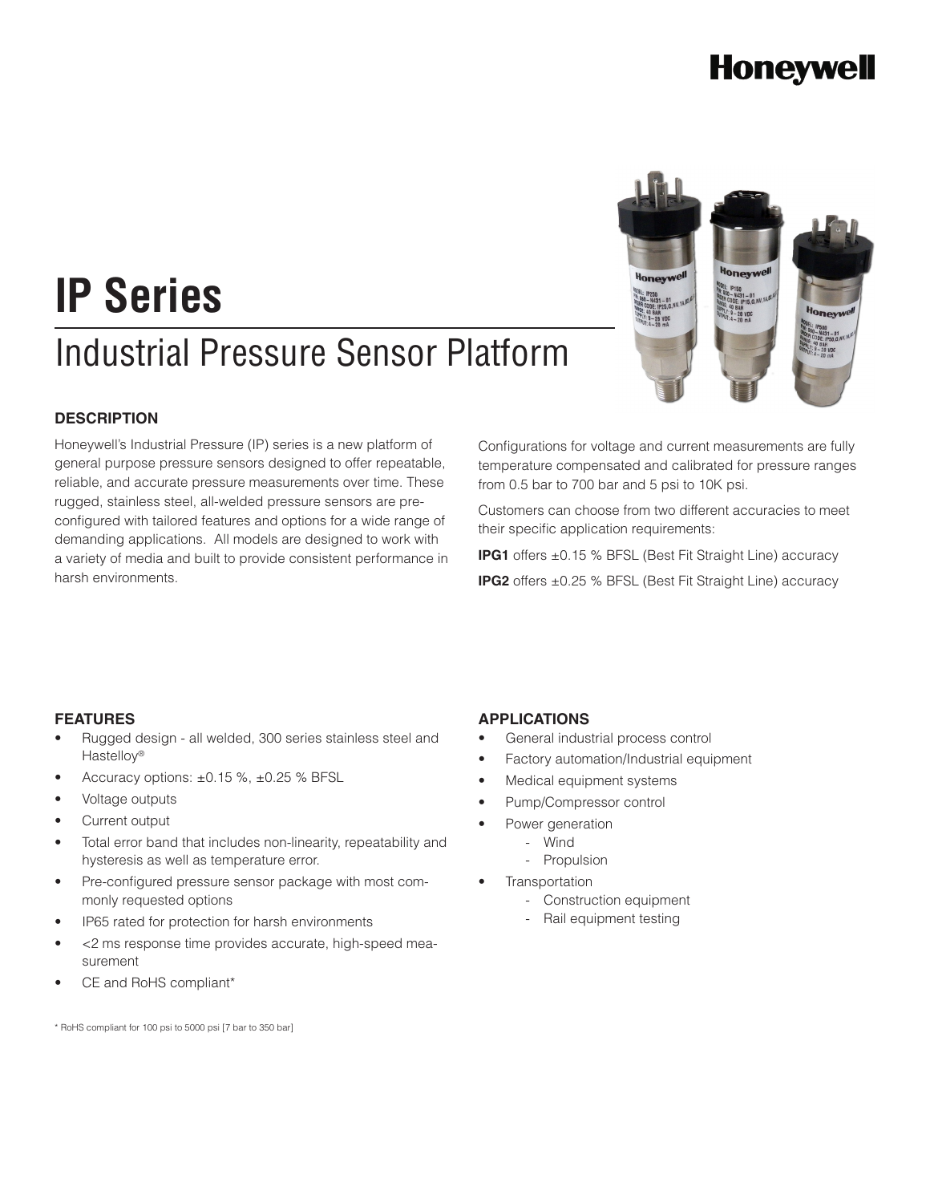# IP Series

## Industrial Pressure Sensor Platform

### DESCRIPTION

Honeywell's Industrial Pressure (IP) series is a new platform of general purpose pressure sensors designed to offer repeatable, reliable, and accurate pressure measurements over time. These rugged, stainless steel, all-welded pressure sensors are pre-configured with tailored features and options for a wide range of demanding applications. All models are designed to work with a variety of media and built to provide consistent performance in harsh environments.

Configurations for voltage and current measurements are fully temperature compensated and calibrated for pressure ranges from 0.5 bar to 700 bar and 5 psi to 10K psi.

Customers can choose from two different accuracies to meet their specific application requirements:

**IPG1** offers ±0.15 % BFSL (Best Fit Straight Line) accuracy

**IPG2** offers ±0.25 % BFSL (Best Fit Straight Line) accuracy

### FEATURES

- Rugged design - all welded, 300 series stainless steel and Hastelloy®
- Accuracy options: ±0.15 %, ±0.25 % BFSL
- Voltage outputs
- Current output
- Total error band that includes non-linearity, repeatability and hysteresis as well as temperature error.
- Pre-configured pressure sensor package with most commonly requested options
- IP65 rated for protection for harsh environments
- <2 ms response time provides accurate, high-speed measurement
- CE and RoHS compliant*

### APPLICATIONS

- General industrial process control
- Factory automation/Industrial equipment
- Medical equipment systems
- Pump/Compressor control
- Power generation
  - Wind
  - Propulsion
- Transportation
  - Construction equipment
  - Rail equipment testing

\* RoHS compliant for 100 psi to 5000 psi [7 bar to 350 bar]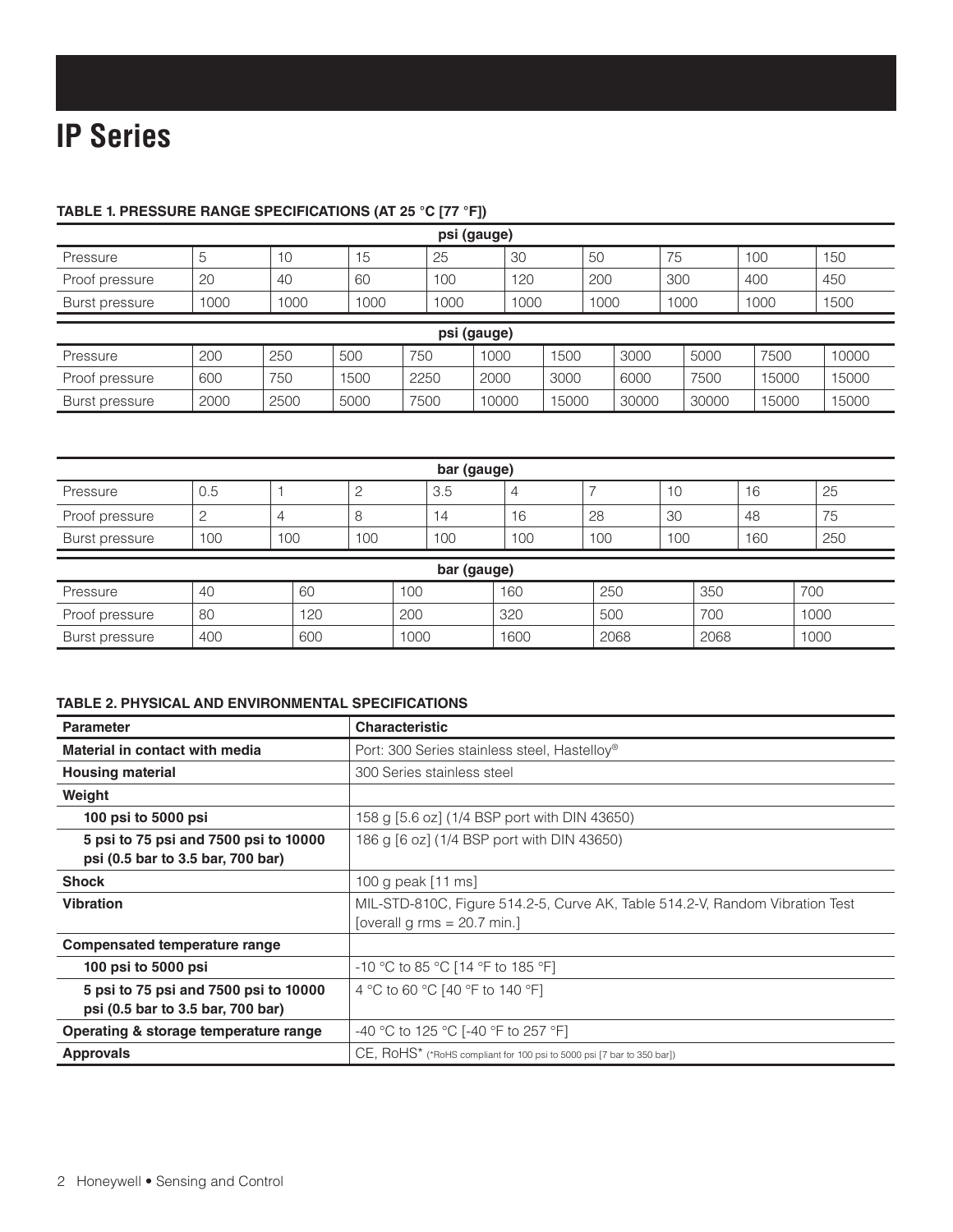# IP Series

**TABLE 1. PRESSURE RANGE SPECIFICATIONS (AT 25 °C [77 °F])**

| psi (gauge) | | | | | | | | | |
|---|---|---|---|---|---|---|---|---|---|
| Pressure | 5 | 10 | 15 | 25 | 30 | 50 | 75 | 100 | 150 |
| Proof pressure | 20 | 40 | 60 | 100 | 120 | 200 | 300 | 400 | 450 |
| Burst pressure | 1000 | 1000 | 1000 | 1000 | 1000 | 1000 | 1000 | 1000 | 1500 |

| psi (gauge) | | | | | | | | | | |
|---|---|---|---|---|---|---|---|---|---|---|
| Pressure | 200 | 250 | 500 | 750 | 1000 | 1500 | 3000 | 5000 | 7500 | 10000 |
| Proof pressure | 600 | 750 | 1500 | 2250 | 2000 | 3000 | 6000 | 7500 | 15000 | 15000 |
| Burst pressure | 2000 | 2500 | 5000 | 7500 | 10000 | 15000 | 30000 | 30000 | 15000 | 15000 |

| bar (gauge) | | | | | | | | | |
|---|---|---|---|---|---|---|---|---|---|
| Pressure | 0.5 | 1 | 2 | 3.5 | 4 | 7 | 10 | 16 | 25 |
| Proof pressure | 2 | 4 | 8 | 14 | 16 | 28 | 30 | 48 | 75 |
| Burst pressure | 100 | 100 | 100 | 100 | 100 | 100 | 100 | 160 | 250 |

| bar (gauge) | | | | | | | |
|---|---|---|---|---|---|---|---|
| Pressure | 40 | 60 | 100 | 160 | 250 | 350 | 700 |
| Proof pressure | 80 | 120 | 200 | 320 | 500 | 700 | 1000 |
| Burst pressure | 400 | 600 | 1000 | 1600 | 2068 | 2068 | 1000 |

**TABLE 2. PHYSICAL AND ENVIRONMENTAL SPECIFICATIONS**

| Parameter | Characteristic |
|---|---|
| **Material in contact with media** | Port: 300 Series stainless steel, Hastelloy® |
| **Housing material** | 300 Series stainless steel |
| **Weight** | |
| **100 psi to 5000 psi** | 158 g [5.6 oz] (1/4 BSP port with DIN 43650) |
| **5 psi to 75 psi and 7500 psi to 10000 psi (0.5 bar to 3.5 bar, 700 bar)** | 186 g [6 oz] (1/4 BSP port with DIN 43650) |
| **Shock** | 100 g peak [11 ms] |
| **Vibration** | MIL-STD-810C, Figure 514.2-5, Curve AK, Table 514.2-V, Random Vibration Test [overall g rms = 20.7 min.] |
| **Compensated temperature range** | |
| **100 psi to 5000 psi** | -10 °C to 85 °C [14 °F to 185 °F] |
| **5 psi to 75 psi and 7500 psi to 10000 psi (0.5 bar to 3.5 bar, 700 bar)** | 4 °C to 60 °C [40 °F to 140 °F] |
| **Operating & storage temperature range** | -40 °C to 125 °C [-40 °F to 257 °F] |
| **Approvals** | CE, RoHS* (*RoHS compliant for 100 psi to 5000 psi [7 bar to 350 bar]) |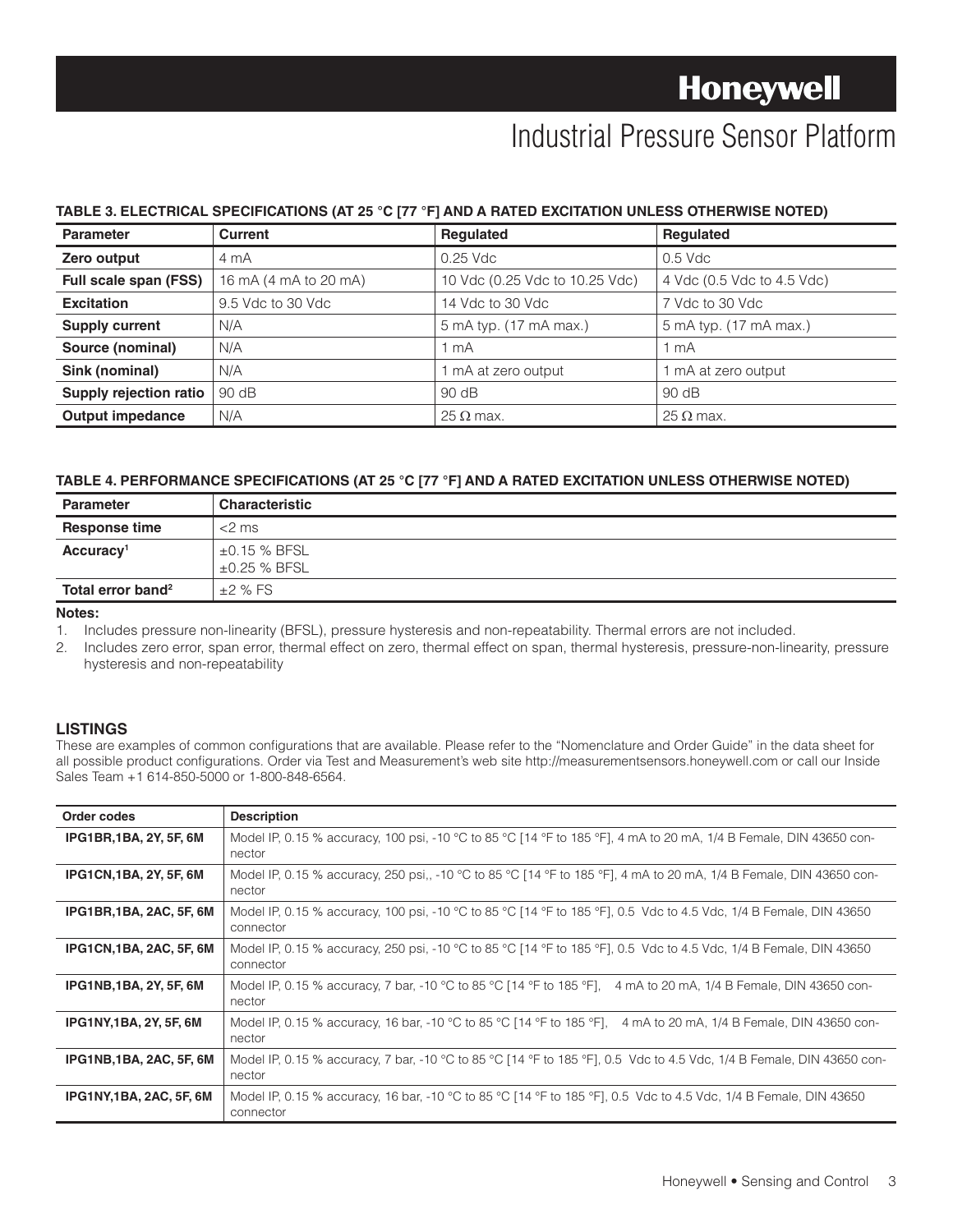# Industrial Pressure Sensor Platform

**TABLE 3. ELECTRICAL SPECIFICATIONS (AT 25 °C [77 °F] AND A RATED EXCITATION UNLESS OTHERWISE NOTED)**

| Parameter | Current | Regulated | Regulated |
|---|---|---|---|
| **Zero output** | 4 mA | 0.25 Vdc | 0.5 Vdc |
| **Full scale span (FSS)** | 16 mA (4 mA to 20 mA) | 10 Vdc (0.25 Vdc to 10.25 Vdc) | 4 Vdc (0.5 Vdc to 4.5 Vdc) |
| **Excitation** | 9.5 Vdc to 30 Vdc | 14 Vdc to 30 Vdc | 7 Vdc to 30 Vdc |
| **Supply current** | N/A | 5 mA typ. (17 mA max.) | 5 mA typ. (17 mA max.) |
| **Source (nominal)** | N/A | 1 mA | 1 mA |
| **Sink (nominal)** | N/A | 1 mA at zero output | 1 mA at zero output |
| **Supply rejection ratio** | 90 dB | 90 dB | 90 dB |
| **Output impedance** | N/A | 25 Ω max. | 25 Ω max. |

**TABLE 4. PERFORMANCE SPECIFICATIONS (AT 25 °C [77 °F] AND A RATED EXCITATION UNLESS OTHERWISE NOTED)**

| Parameter | Characteristic |
|---|---|
| **Response time** | <2 ms |
| **Accuracy[1]** | ±0.15 % BFSL<br>±0.25 % BFSL |
| **Total error band[2]** | ±2 % FS |

**Notes:**

1. Includes pressure non-linearity (BFSL), pressure hysteresis and non-repeatability. Thermal errors are not included.
2. Includes zero error, span error, thermal effect on zero, thermal effect on span, thermal hysteresis, pressure-non-linearity, pressure hysteresis and non-repeatability

## LISTINGS

These are examples of common configurations that are available. Please refer to the "Nomenclature and Order Guide" in the data sheet for all possible product configurations. Order via Test and Measurement's web site http://measurementsensors.honeywell.com or call our Inside Sales Team +1 614-850-5000 or 1-800-848-6564.

| Order codes | Description |
|---|---|
| **IPG1BR,1BA, 2Y, 5F, 6M** | Model IP, 0.15 % accuracy, 100 psi, -10 °C to 85 °C [14 °F to 185 °F], 4 mA to 20 mA, 1/4 B Female, DIN 43650 connector |
| **IPG1CN,1BA, 2Y, 5F, 6M** | Model IP, 0.15 % accuracy, 250 psi,, -10 °C to 85 °C [14 °F to 185 °F], 4 mA to 20 mA, 1/4 B Female, DIN 43650 connector |
| **IPG1BR,1BA, 2AC, 5F, 6M** | Model IP, 0.15 % accuracy, 100 psi, -10 °C to 85 °C [14 °F to 185 °F], 0.5 Vdc to 4.5 Vdc, 1/4 B Female, DIN 43650 connector |
| **IPG1CN,1BA, 2AC, 5F, 6M** | Model IP, 0.15 % accuracy, 250 psi, -10 °C to 85 °C [14 °F to 185 °F], 0.5 Vdc to 4.5 Vdc, 1/4 B Female, DIN 43650 connector |
| **IPG1NB,1BA, 2Y, 5F, 6M** | Model IP, 0.15 % accuracy, 7 bar, -10 °C to 85 °C [14 °F to 185 °F], 4 mA to 20 mA, 1/4 B Female, DIN 43650 connector |
| **IPG1NY,1BA, 2Y, 5F, 6M** | Model IP, 0.15 % accuracy, 16 bar, -10 °C to 85 °C [14 °F to 185 °F], 4 mA to 20 mA, 1/4 B Female, DIN 43650 connector |
| **IPG1NB,1BA, 2AC, 5F, 6M** | Model IP, 0.15 % accuracy, 7 bar, -10 °C to 85 °C [14 °F to 185 °F], 0.5 Vdc to 4.5 Vdc, 1/4 B Female, DIN 43650 connector |
| **IPG1NY,1BA, 2AC, 5F, 6M** | Model IP, 0.15 % accuracy, 16 bar, -10 °C to 85 °C [14 °F to 185 °F], 0.5 Vdc to 4.5 Vdc, 1/4 B Female, DIN 43650 connector |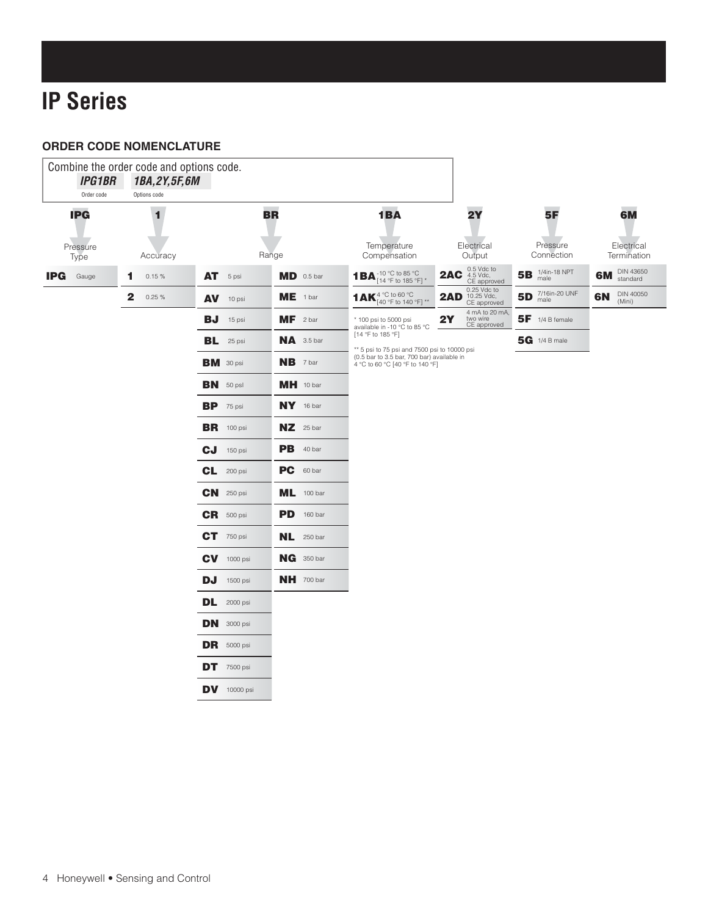# IP Series

## ORDER CODE NOMENCLATURE

Combine the order code and options code.

***IPG1BR*** ***1BA,2Y,5F,6M***

Order code    Options code

| IPG | 1 | BR | | 1BA | 2Y | 5F | 6M |
|---|---|---|---|---|---|---|---|
| Pressure Type | Accuracy | Range | | Temperature Compensation | Electrical Output | Pressure Connection | Electrical Termination |
| **IPG** Gauge | **1** 0.15 % | **AT** 5 psi | **MD** 0.5 bar | **1BA** -10 °C to 85 °C [14 °F to 185 °F] * | **2AC** 0.5 Vdc to 4.5 Vdc, CE approved | **5B** 1/4in-18 NPT male | **6M** DIN 43650 standard |
| | **2** 0.25 % | **AV** 10 psi | **ME** 1 bar | **1AK** 4 °C to 60 °C [40 °F to 140 °F] ** | **2AD** 0.25 Vdc to 10.25 Vdc, CE approved | **5D** 7/16in-20 UNF male | **6N** DIN 40050 (Mini) |
| | | **BJ** 15 psi | **MF** 2 bar | | **2Y** 4 mA to 20 mA, two wire CE approved | **5F** 1/4 B female | |
| | | **BL** 25 psi | **NA** 3.5 bar | | | **5G** 1/4 B male | |
| | | **BM** 30 psi | **NB** 7 bar | | | | |
| | | **BN** 50 psi | **MH** 10 bar | | | | |
| | | **BP** 75 psi | **NY** 16 bar | | | | |
| | | **BR** 100 psi | **NZ** 25 bar | | | | |
| | | **CJ** 150 psi | **PB** 40 bar | | | | |
| | | **CL** 200 psi | **PC** 60 bar | | | | |
| | | **CN** 250 psi | **ML** 100 bar | | | | |
| | | **CR** 500 psi | **PD** 160 bar | | | | |
| | | **CT** 750 psi | **NL** 250 bar | | | | |
| | | **CV** 1000 psi | **NG** 350 bar | | | | |
| | | **DJ** 1500 psi | **NH** 700 bar | | | | |
| | | **DL** 2000 psi | | | | | |
| | | **DN** 3000 psi | | | | | |
| | | **DR** 5000 psi | | | | | |
| | | **DT** 7500 psi | | | | | |
| | | **DV** 10000 psi | | | | | |

\* 100 psi to 5000 psi available in -10 °C to 85 °C [14 °F to 185 °F]

** 5 psi to 75 psi and 7500 psi to 10000 psi (0.5 bar to 3.5 bar, 700 bar) available in 4 °C to 60 °C [40 °F to 140 °F]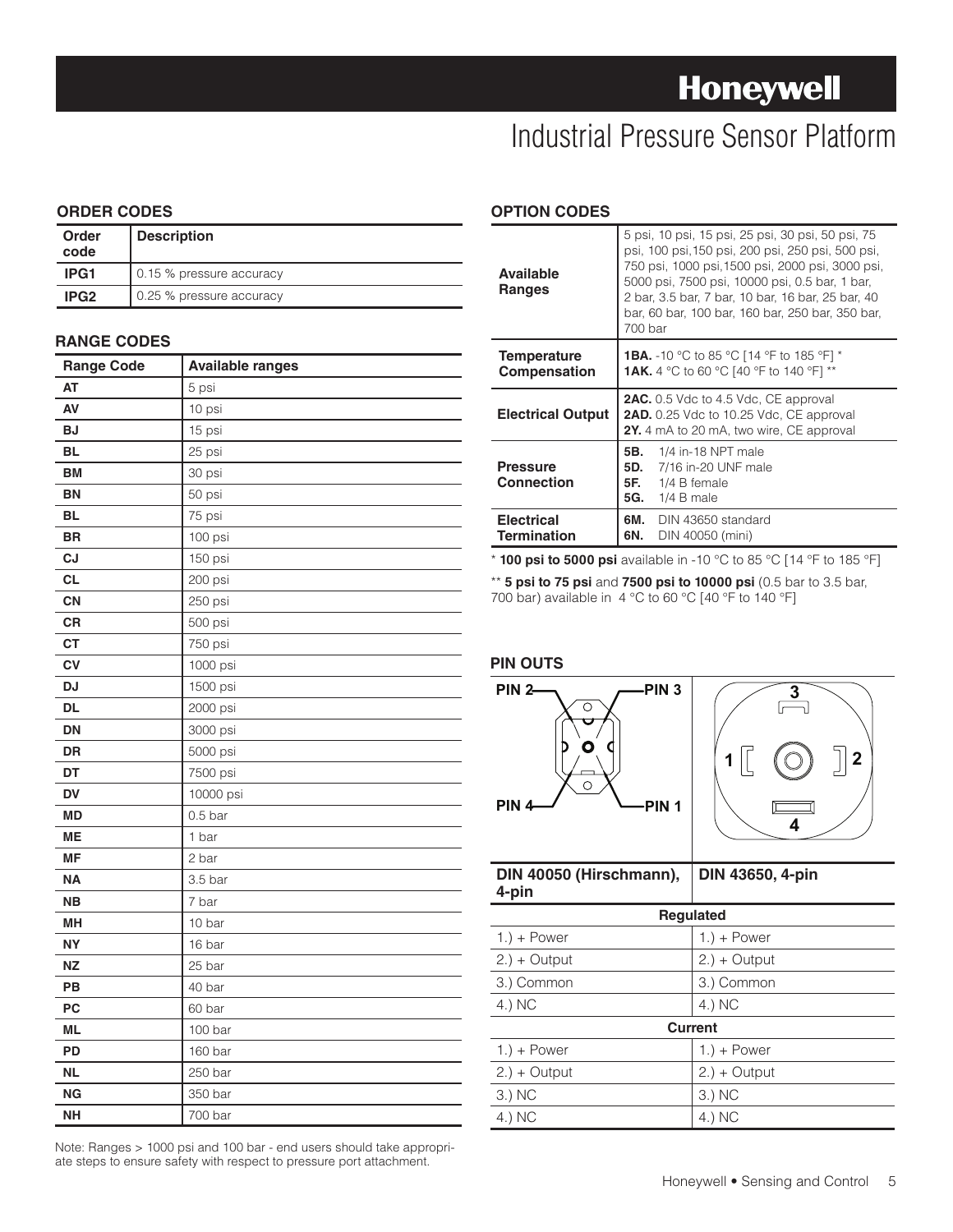# Industrial Pressure Sensor Platform

## ORDER CODES

| Order code | Description |
|---|---|
| **IPG1** | 0.15 % pressure accuracy |
| **IPG2** | 0.25 % pressure accuracy |

## RANGE CODES

| Range Code | Available ranges |
|---|---|
| **AT** | 5 psi |
| **AV** | 10 psi |
| **BJ** | 15 psi |
| **BL** | 25 psi |
| **BM** | 30 psi |
| **BN** | 50 psi |
| **BL** | 75 psi |
| **BR** | 100 psi |
| **CJ** | 150 psi |
| **CL** | 200 psi |
| **CN** | 250 psi |
| **CR** | 500 psi |
| **CT** | 750 psi |
| **CV** | 1000 psi |
| **DJ** | 1500 psi |
| **DL** | 2000 psi |
| **DN** | 3000 psi |
| **DR** | 5000 psi |
| **DT** | 7500 psi |
| **DV** | 10000 psi |
| **MD** | 0.5 bar |
| **ME** | 1 bar |
| **MF** | 2 bar |
| **NA** | 3.5 bar |
| **NB** | 7 bar |
| **MH** | 10 bar |
| **NY** | 16 bar |
| **NZ** | 25 bar |
| **PB** | 40 bar |
| **PC** | 60 bar |
| **ML** | 100 bar |
| **PD** | 160 bar |
| **NL** | 250 bar |
| **NG** | 350 bar |
| **NH** | 700 bar |

Note: Ranges > 1000 psi and 100 bar - end users should take appropriate steps to ensure safety with respect to pressure port attachment.

## OPTION CODES

| | |
|---|---|
| **Available Ranges** | 5 psi, 10 psi, 15 psi, 25 psi, 30 psi, 50 psi, 75 psi, 100 psi, 150 psi, 200 psi, 250 psi, 500 psi, 750 psi, 1000 psi, 1500 psi, 2000 psi, 3000 psi, 5000 psi, 7500 psi, 10000 psi, 0.5 bar, 1 bar, 2 bar, 3.5 bar, 7 bar, 10 bar, 16 bar, 25 bar, 40 bar, 60 bar, 100 bar, 160 bar, 250 bar, 350 bar, 700 bar |
| **Temperature Compensation** | **1BA.** -10 °C to 85 °C [14 °F to 185 °F] *<br>**1AK.** 4 °C to 60 °C [40 °F to 140 °F] ** |
| **Electrical Output** | **2AC.** 0.5 Vdc to 4.5 Vdc, CE approval<br>**2AD.** 0.25 Vdc to 10.25 Vdc, CE approval<br>**2Y.** 4 mA to 20 mA, two wire, CE approval |
| **Pressure Connection** | **5B.** 1/4 in-18 NPT male<br>**5D.** 7/16 in-20 UNF male<br>**5F.** 1/4 B female<br>**5G.** 1/4 B male |
| **Electrical Termination** | **6M.** DIN 43650 standard<br>**6N.** DIN 40050 (mini) |

\* **100 psi to 5000 psi** available in -10 °C to 85 °C [14 °F to 185 °F]

\*\* **5 psi to 75 psi** and **7500 psi to 10000 psi** (0.5 bar to 3.5 bar, 700 bar) available in 4 °C to 60 °C [40 °F to 140 °F]

## PIN OUTS

| DIN 40050 (Hirschmann), 4-pin | DIN 43650, 4-pin |
|---|---|
| **Regulated** | |
| 1.) + Power | 1.) + Power |
| 2.) + Output | 2.) + Output |
| 3.) Common | 3.) Common |
| 4.) NC | 4.) NC |
| **Current** | |
| 1.) + Power | 1.) + Power |
| 2.) + Output | 2.) + Output |
| 3.) NC | 3.) NC |
| 4.) NC | 4.) NC |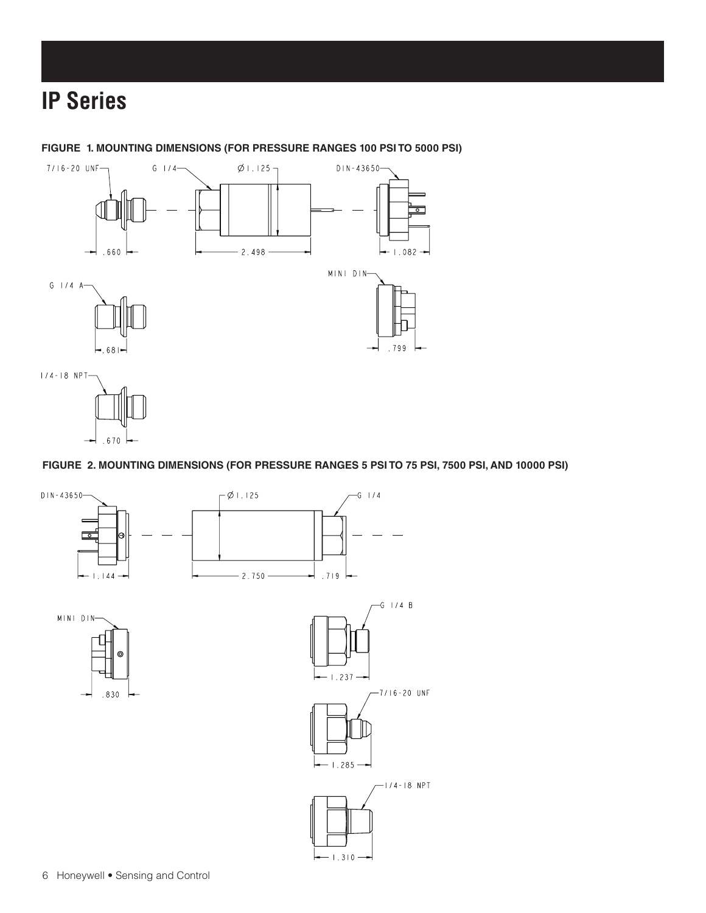# IP Series

**FIGURE 1. MOUNTING DIMENSIONS (FOR PRESSURE RANGES 100 PSI TO 5000 PSI)**

7/16-20 UNF

G 1/4

Ø1.125

DIN-43650

.660

2.498

1.082

MINI DIN

G 1/4 A

.681

.799

1/4-18 NPT

.670

**FIGURE 2. MOUNTING DIMENSIONS (FOR PRESSURE RANGES 5 PSI TO 75 PSI, 7500 PSI, AND 10000 PSI)**

DIN-43650

Ø1.125

G 1/4

1.144

2.750

.719

MINI DIN

G 1/4 B

.830

1.237

7/16-20 UNF

1.285

1/4-18 NPT

1.310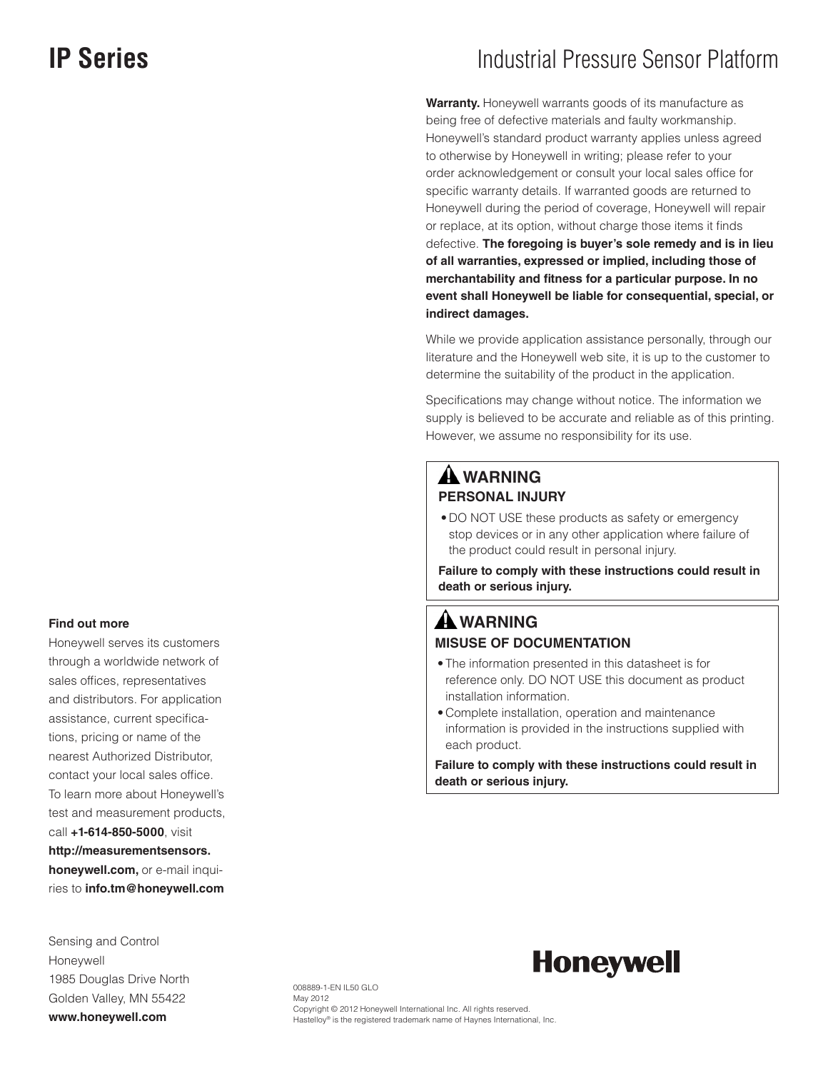**Warranty.** Honeywell warrants goods of its manufacture as being free of defective materials and faulty workmanship. Honeywell's standard product warranty applies unless agreed to otherwise by Honeywell in writing; please refer to your order acknowledgement or consult your local sales office for specific warranty details. If warranted goods are returned to Honeywell during the period of coverage, Honeywell will repair or replace, at its option, without charge those items it finds defective. **The foregoing is buyer's sole remedy and is in lieu of all warranties, expressed or implied, including those of merchantability and fitness for a particular purpose. In no event shall Honeywell be liable for consequential, special, or indirect damages.**

While we provide application assistance personally, through our literature and the Honeywell web site, it is up to the customer to determine the suitability of the product in the application.

Specifications may change without notice. The information we supply is believed to be accurate and reliable as of this printing. However, we assume no responsibility for its use.

**⚠ WARNING**

**PERSONAL INJURY**

- DO NOT USE these products as safety or emergency stop devices or in any other application where failure of the product could result in personal injury.

**Failure to comply with these instructions could result in death or serious injury.**

**⚠ WARNING**

**MISUSE OF DOCUMENTATION**

- The information presented in this datasheet is for reference only. DO NOT USE this document as product installation information.
- Complete installation, operation and maintenance information is provided in the instructions supplied with each product.

**Failure to comply with these instructions could result in death or serious injury.**

**Find out more**

Honeywell serves its customers through a worldwide network of sales offices, representatives and distributors. For application assistance, current specifications, pricing or name of the nearest Authorized Distributor, contact your local sales office. To learn more about Honeywell's test and measurement products, call **+1-614-850-5000**, visit **http://measurementsensors.honeywell.com,** or e-mail inquiries to **info.tm@honeywell.com**

Sensing and Control
Honeywell
1985 Douglas Drive North
Golden Valley, MN 55422
**www.honeywell.com**

**Honeywell**

008889-1-EN IL50 GLO
May 2012
Copyright © 2012 Honeywell International Inc. All rights reserved.
Hastelloy® is the registered trademark name of Haynes International, Inc.